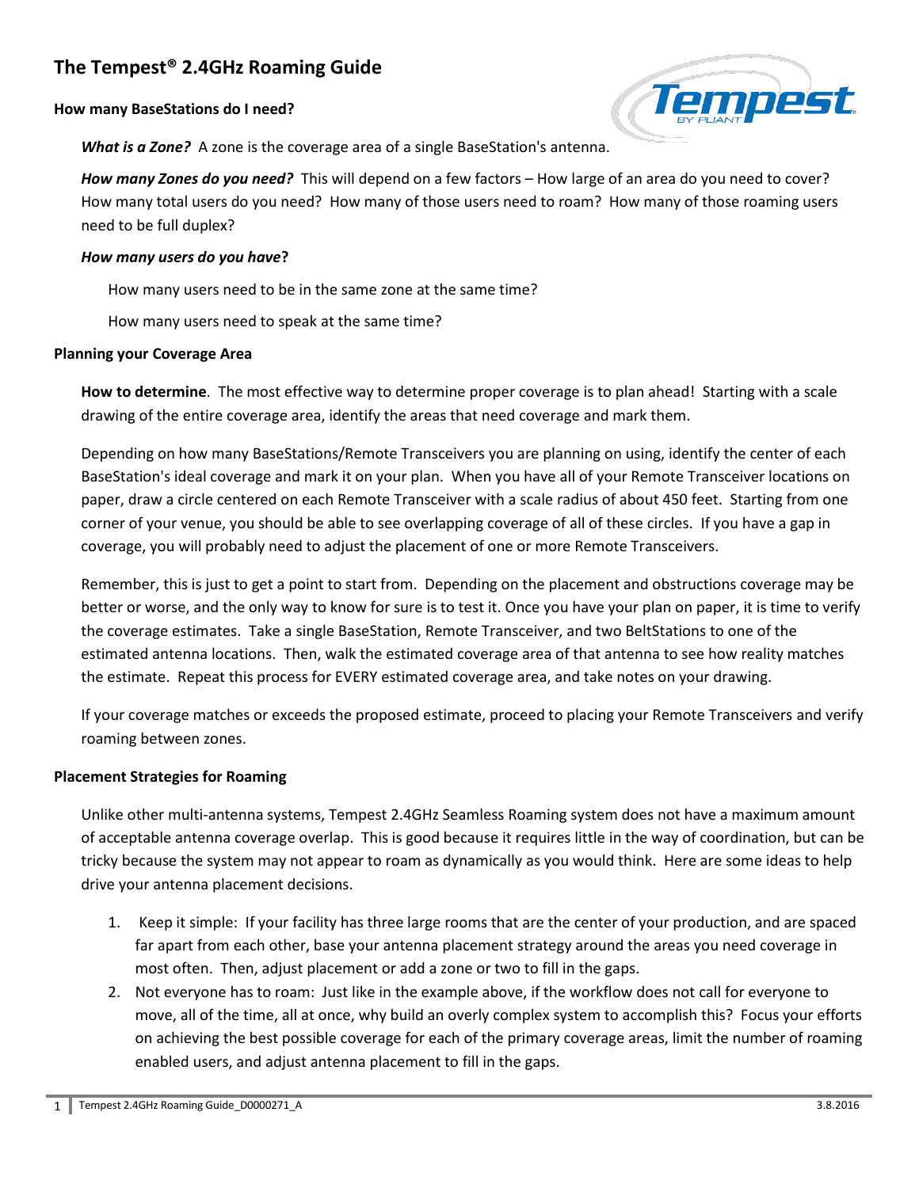# The Tempest® 2.4GHz Roaming Guide

**How many BaseStations do I need?**

***What is a Zone?*** A zone is the coverage area of a single BaseStation's antenna.

***How many Zones do you need?*** This will depend on a few factors – How large of an area do you need to cover? How many total users do you need? How many of those users need to roam? How many of those roaming users need to be full duplex?

***How many users do you have*?**

How many users need to be in the same zone at the same time?

How many users need to speak at the same time?

**Planning your Coverage Area**

**How to determine**. The most effective way to determine proper coverage is to plan ahead! Starting with a scale drawing of the entire coverage area, identify the areas that need coverage and mark them.

Depending on how many BaseStations/Remote Transceivers you are planning on using, identify the center of each BaseStation's ideal coverage and mark it on your plan. When you have all of your Remote Transceiver locations on paper, draw a circle centered on each Remote Transceiver with a scale radius of about 450 feet. Starting from one corner of your venue, you should be able to see overlapping coverage of all of these circles. If you have a gap in coverage, you will probably need to adjust the placement of one or more Remote Transceivers.

Remember, this is just to get a point to start from. Depending on the placement and obstructions coverage may be better or worse, and the only way to know for sure is to test it. Once you have your plan on paper, it is time to verify the coverage estimates. Take a single BaseStation, Remote Transceiver, and two BeltStations to one of the estimated antenna locations. Then, walk the estimated coverage area of that antenna to see how reality matches the estimate. Repeat this process for EVERY estimated coverage area, and take notes on your drawing.

If your coverage matches or exceeds the proposed estimate, proceed to placing your Remote Transceivers and verify roaming between zones.

**Placement Strategies for Roaming**

Unlike other multi-antenna systems, Tempest 2.4GHz Seamless Roaming system does not have a maximum amount of acceptable antenna coverage overlap. This is good because it requires little in the way of coordination, but can be tricky because the system may not appear to roam as dynamically as you would think. Here are some ideas to help drive your antenna placement decisions.

1. Keep it simple: If your facility has three large rooms that are the center of your production, and are spaced far apart from each other, base your antenna placement strategy around the areas you need coverage in most often. Then, adjust placement or add a zone or two to fill in the gaps.
2. Not everyone has to roam: Just like in the example above, if the workflow does not call for everyone to move, all of the time, all at once, why build an overly complex system to accomplish this? Focus your efforts on achieving the best possible coverage for each of the primary coverage areas, limit the number of roaming enabled users, and adjust antenna placement to fill in the gaps.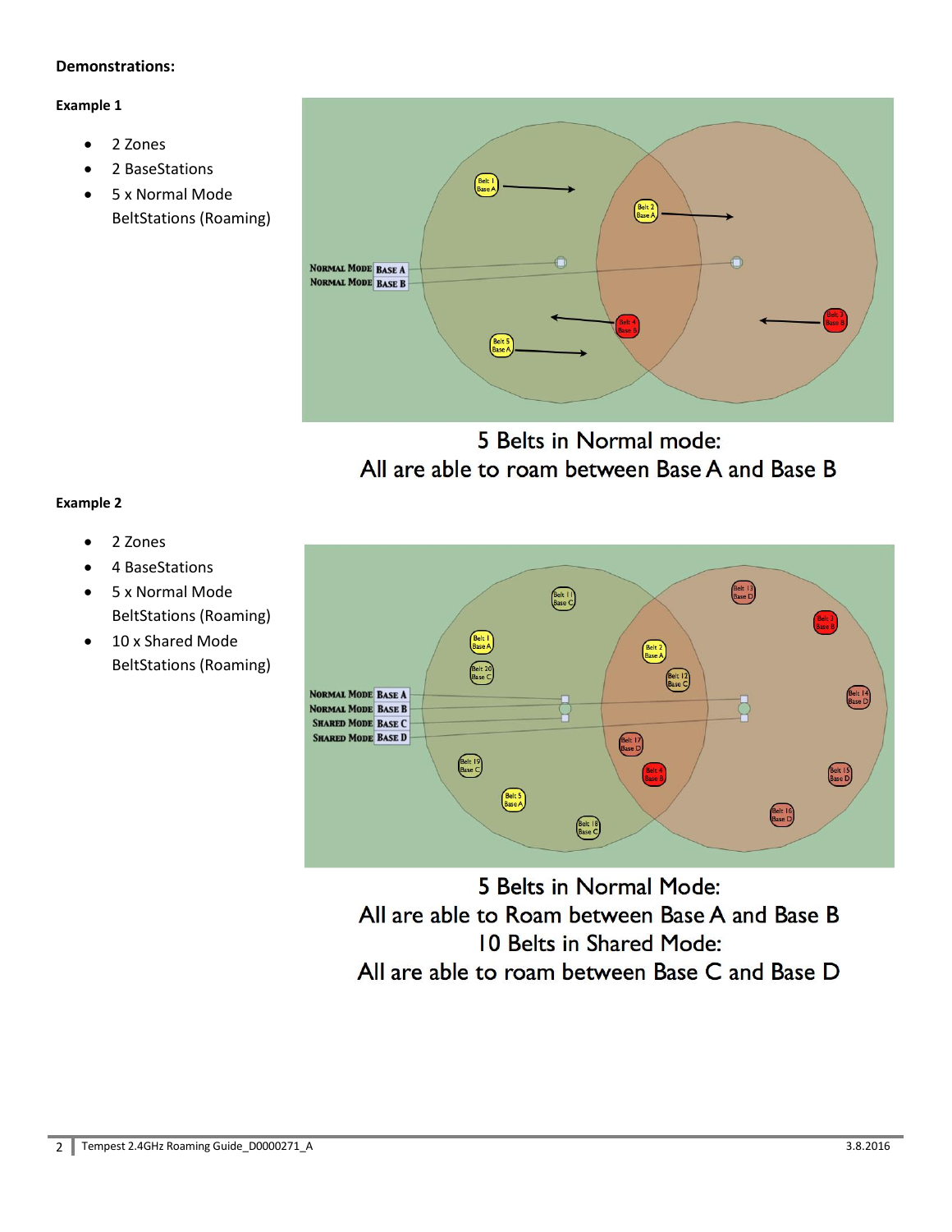**Demonstrations:**

**Example 1**

- 2 Zones
- 2 BaseStations
- 5 x Normal Mode BeltStations (Roaming)

5 Belts in Normal mode:
All are able to roam between Base A and Base B

**Example 2**

- 2 Zones
- 4 BaseStations
- 5 x Normal Mode BeltStations (Roaming)
- 10 x Shared Mode BeltStations (Roaming)

5 Belts in Normal Mode:
All are able to Roam between Base A and Base B
10 Belts in Shared Mode:
All are able to roam between Base C and Base D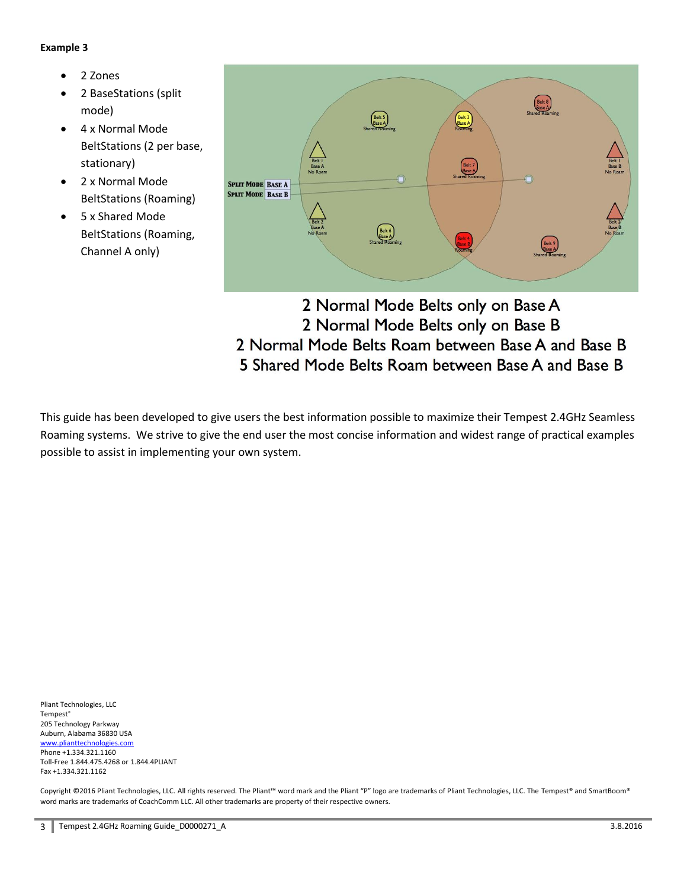**Example 3**

- 2 Zones
- 2 BaseStations (split mode)
- 4 x Normal Mode BeltStations (2 per base, stationary)
- 2 x Normal Mode BeltStations (Roaming)
- 5 x Shared Mode BeltStations (Roaming, Channel A only)

SPLIT MODE BASE A
SPLIT MODE BASE B

Belt 1 Base A No Roam
Belt 2 Base A No Roam
Belt 5 Base A Shared Roaming
Belt 6 Base A Shared Roaming
Belt 3 Base A Roaming
Belt 7 Base A Shared Roaming
Belt 4 Base B Roaming
Belt 8 Base A Shared Roaming
Belt 9 Base A Shared Roaming
Belt 1 Base B No Roam
Belt 2 Base B No Roam

2 Normal Mode Belts only on Base A
2 Normal Mode Belts only on Base B
2 Normal Mode Belts Roam between Base A and Base B
5 Shared Mode Belts Roam between Base A and Base B

This guide has been developed to give users the best information possible to maximize their Tempest 2.4GHz Seamless Roaming systems. We strive to give the end user the most concise information and widest range of practical examples possible to assist in implementing your own system.

Pliant Technologies, LLC
Tempest®
205 Technology Parkway
Auburn, Alabama 36830 USA
www.plianttechnologies.com
Phone +1.334.321.1160
Toll-Free 1.844.475.4268 or 1.844.4PLIANT
Fax +1.334.321.1162

Copyright ©2016 Pliant Technologies, LLC. All rights reserved. The Pliant™ word mark and the Pliant "P" logo are trademarks of Pliant Technologies, LLC. The Tempest® and SmartBoom® word marks are trademarks of CoachComm LLC. All other trademarks are property of their respective owners.